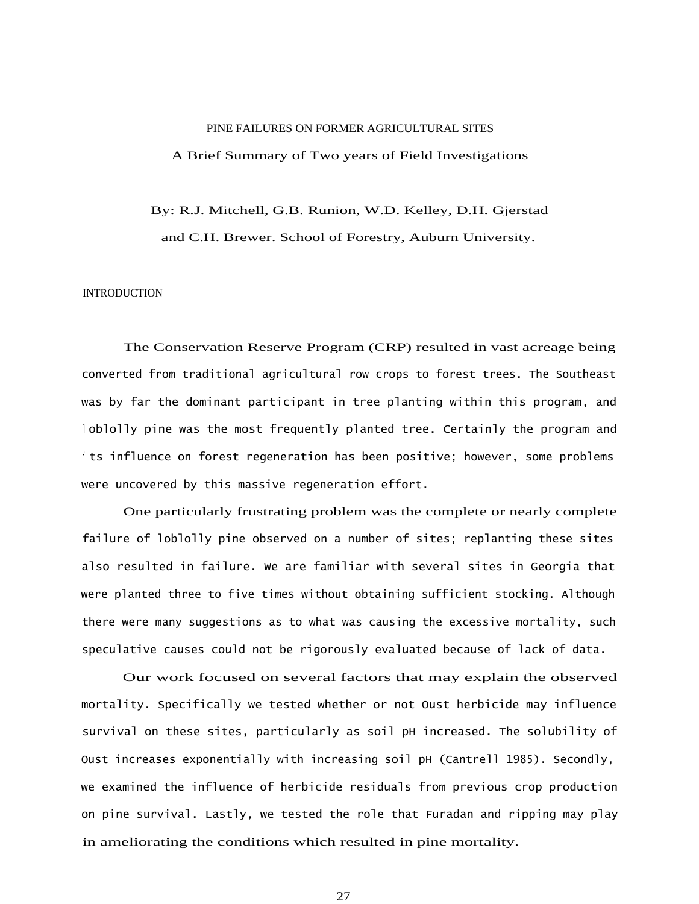# PINE FAILURES ON FORMER AGRICULTURAL SITES

## A Brief Summary of Two years of Field Investigations

By: R.J. Mitchell, G.B. Runion, W.D. Kelley, D.H. Gjerstad and C.H. Brewer. School of Forestry, Auburn University.

## INTRODUCTION

The Conservation Reserve Program (CRP) resulted in vast acreage being converted from traditional agricultural row crops to forest trees. The Southeast was by far the dominant participant in tree planting within this program, and loblolly pine was the most frequently planted tree. Certainly the program and its influence on forest regeneration has been positive; however, some problems were uncovered by this massive regeneration effort.

One particularly frustrating problem was the complete or nearly complete failure of loblolly pine observed on a number of sites; replanting these sites also resulted in failure. We are familiar with several sites in Georgia that were planted three to five times without obtaining sufficient stocking. Although there were many suggestions as to what was causing the excessive mortality, such speculative causes could not be rigorously evaluated because of lack of data.

Our work focused on several factors that may explain the observed mortality. Specifically we tested whether or not Oust herbicide may influence survival on these sites, particularly as soil pH increased. The solubility of Oust increases exponentially with increasing soil pH (Cantrell 1985). Secondly, we examined the influence of herbicide residuals from previous crop production on pine survival. Lastly, we tested the role that Furadan and ripping may play in ameliorating the conditions which resulted in pine mortality.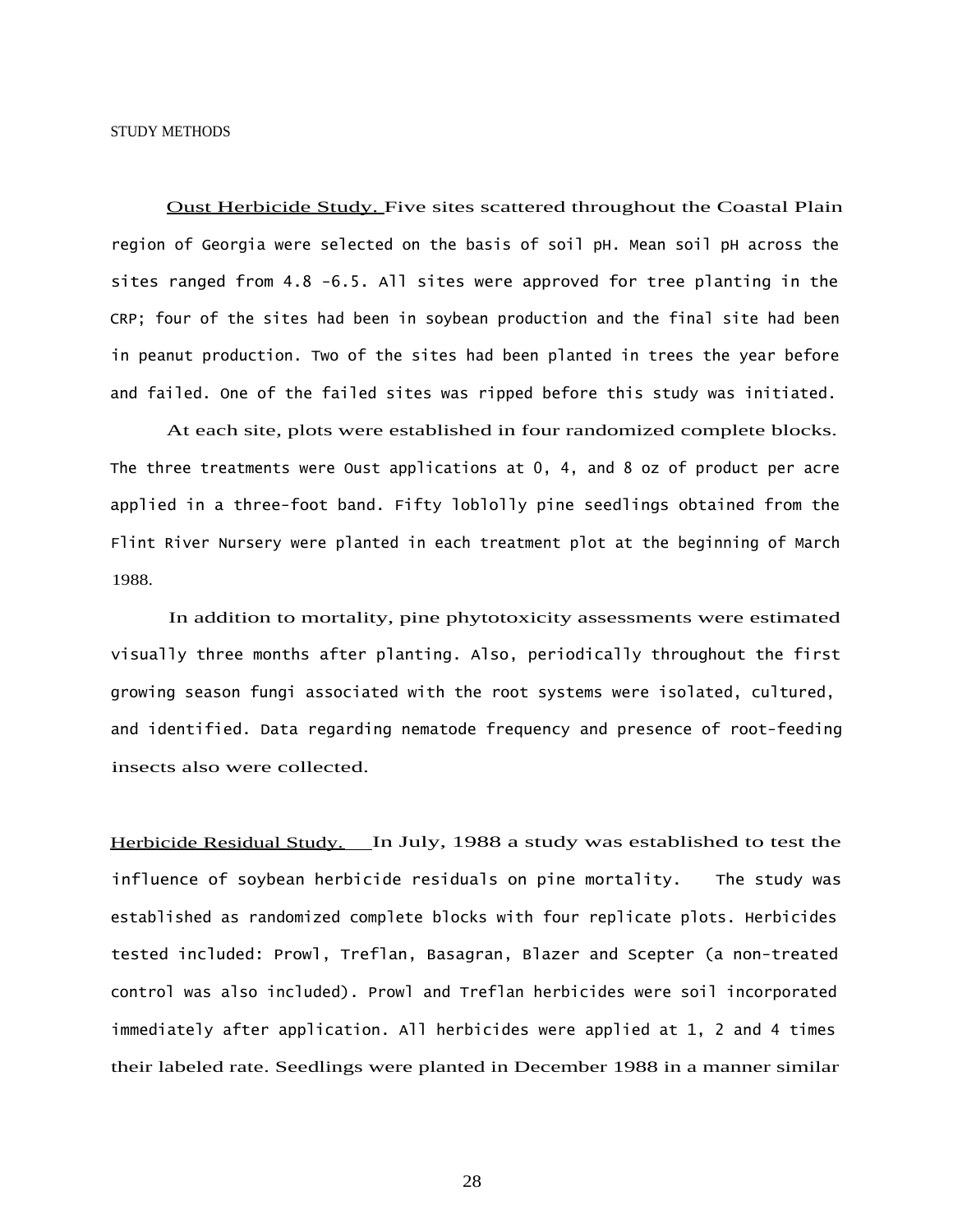STUDY METHODS

Oust Herbicide Study. Five sites scattered throughout the Coastal Plain region of Georgia were selected on the basis of soil pH. Mean soil pH across the sites ranged from 4.8 -6.5. All sites were approved for tree planting in the CRP; four of the sites had been in soybean production and the final site had been in peanut production. Two of the sites had been planted in trees the year before and failed. One of the failed sites was ripped before this study was initiated.

At each site, plots were established in four randomized complete blocks. The three treatments were Oust applications at 0, 4, and 8 oz of product per acre applied in a three-foot band. Fifty loblolly pine seedlings obtained from the Flint River Nursery were planted in each treatment plot at the beginning of March 1988.

In addition to mortality, pine phytotoxicity assessments were estimated visually three months after planting. Also, periodically throughout the first growing season fungi associated with the root systems were isolated, cultured, and identified. Data regarding nematode frequency and presence of root-feeding insects also were collected.

Herbicide Residual Study. In July, 1988 a study was established to test the influence of soybean herbicide residuals on pine mortality. The study was established as randomized complete blocks with four replicate plots. Herbicides tested included: Prowl, Treflan, Basagran, Blazer and Scepter (a non-treated control was also included). Prowl and Treflan herbicides were soil incorporated immediately after application. All herbicides were applied at 1, 2 and 4 times their labeled rate. Seedlings were planted in December 1988 in a manner similar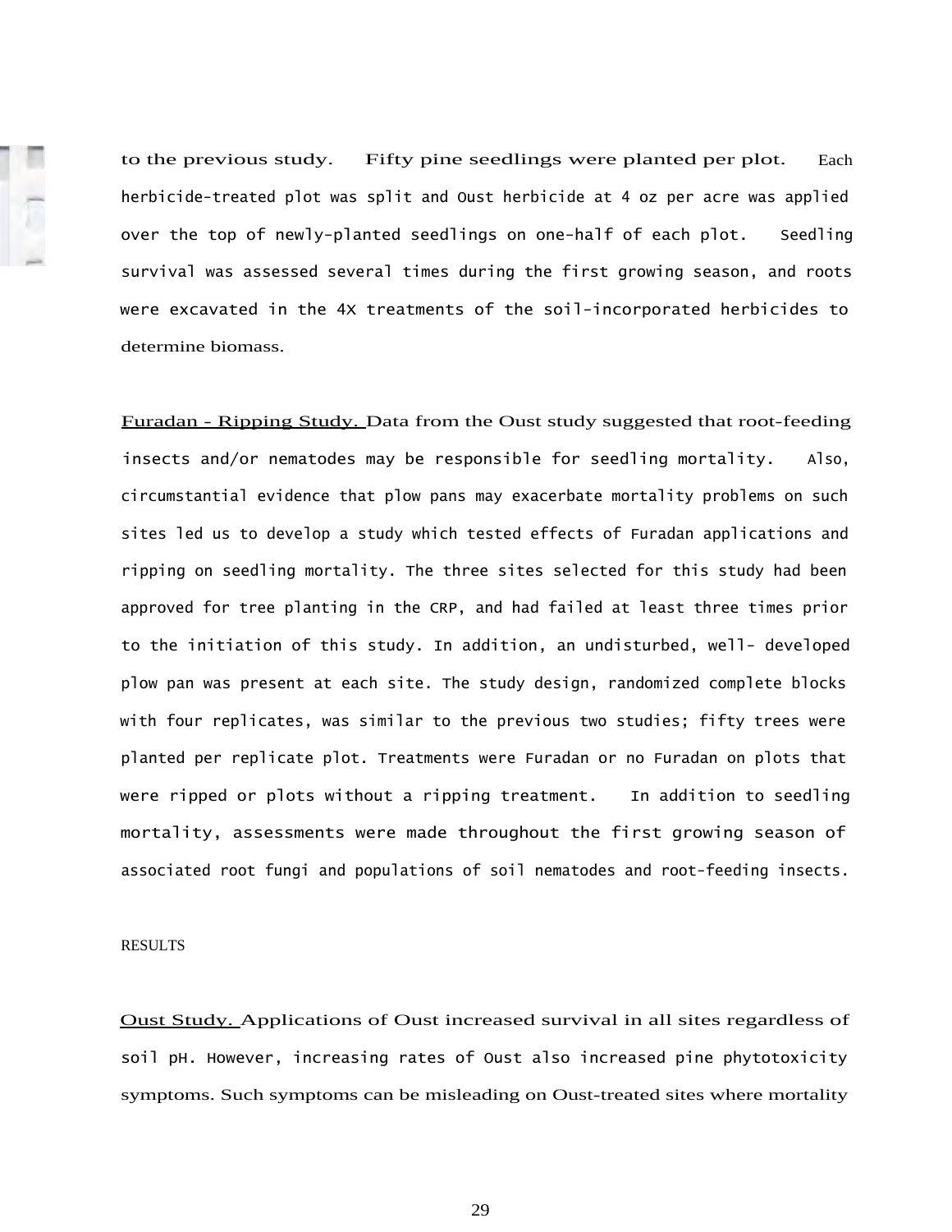to the previous study. Fifty pine seedlings were planted per plot. Each herbicide-treated plot was split and Oust herbicide at 4 oz per acre was applied over the top of newly-planted seedlings on one-half of each plot. Seedling survival was assessed several times during the first growing season, and roots were excavated in the 4X treatments of the soil-incorporated herbicides to determine biomass.

Furadan - Ripping Study. Data from the Oust study suggested that root-feeding insects and/or nematodes may be responsible for seedling mortality. Also, circumstantial evidence that plow pans may exacerbate mortality problems on such sites led us to develop a study which tested effects of Furadan applications and ripping on seedling mortality. The three sites selected for this study had been approved for tree planting in the CRP, and had failed at least three times prior to the initiation of this study. In addition, an undisturbed, well- developed plow pan was present at each site. The study design, randomized complete blocks with four replicates, was similar to the previous two studies; fifty trees were planted per replicate plot. Treatments were Furadan or no Furadan on plots that were ripped or plots without a ripping treatment. In addition to seedling mortality, assessments were made throughout the first growing season of associated root fungi and populations of soil nematodes and root-feeding insects.

## RESULTS

Oust Study. Applications of Oust increased survival in all sites regardless of soil pH. However, increasing rates of Oust also increased pine phytotoxicity symptoms. Such symptoms can be misleading on Oust-treated sites where mortality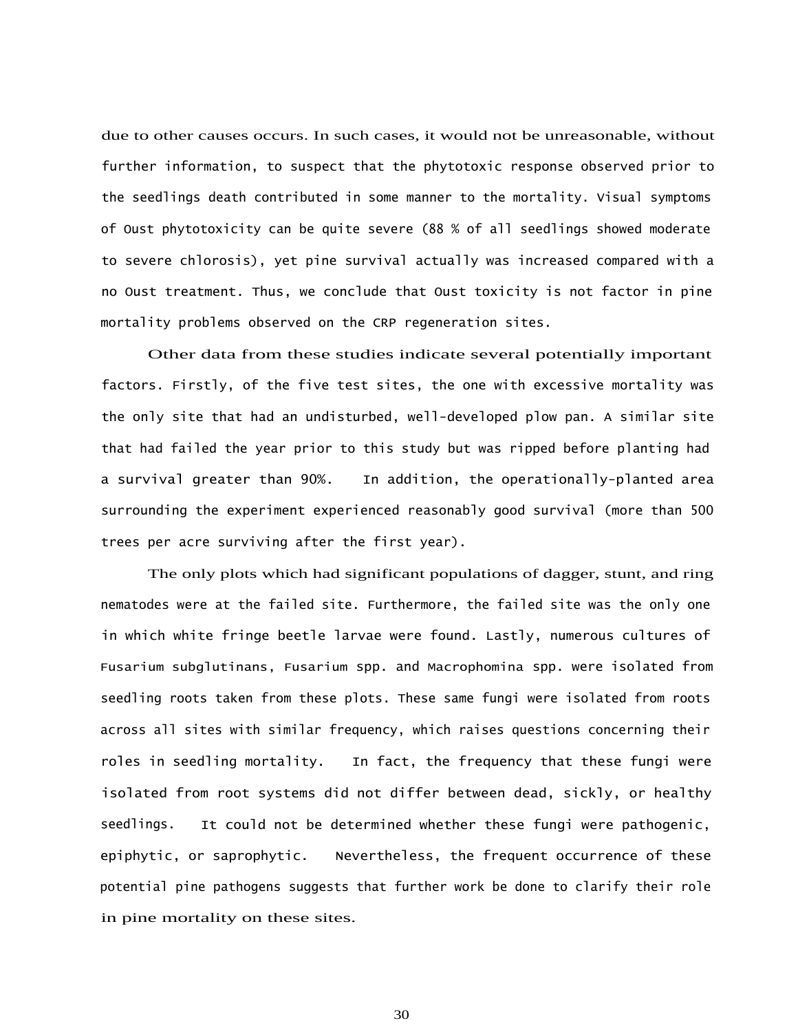due to other causes occurs. In such cases, it would not be unreasonable, without further information, to suspect that the phytotoxic response observed prior to the seedlings death contributed in some manner to the mortality. Visual symptoms of Oust phytotoxicity can be quite severe (88 % of all seedlings showed moderate to severe chlorosis), yet pine survival actually was increased compared with a no Oust treatment. Thus, we conclude that Oust toxicity is not factor in pine mortality problems observed on the CRP regeneration sites.

Other data from these studies indicate several potentially important factors. Firstly, of the five test sites, the one with excessive mortality was the only site that had an undisturbed, well-developed plow pan. A similar site that had failed the year prior to this study but was ripped before planting had a survival greater than 90%. In addition, the operationally-planted area surrounding the experiment experienced reasonably good survival (more than 500 trees per acre surviving after the first year).

The only plots which had significant populations of dagger, stunt, and ring nematodes were at the failed site. Furthermore, the failed site was the only one in which white fringe beetle larvae were found. Lastly, numerous cultures of *Fusarium subglutinans*, *Fusarium* spp. and *Macrophomina* spp. were isolated from seedling roots taken from these plots. These same fungi were isolated from roots across all sites with similar frequency, which raises questions concerning their roles in seedling mortality. In fact, the frequency that these fungi were isolated from root systems did not differ between dead, sickly, or healthy seedlings. It could not be determined whether these fungi were pathogenic, epiphytic, or saprophytic. Nevertheless, the frequent occurrence of these potential pine pathogens suggests that further work be done to clarify their role in pine mortality on these sites.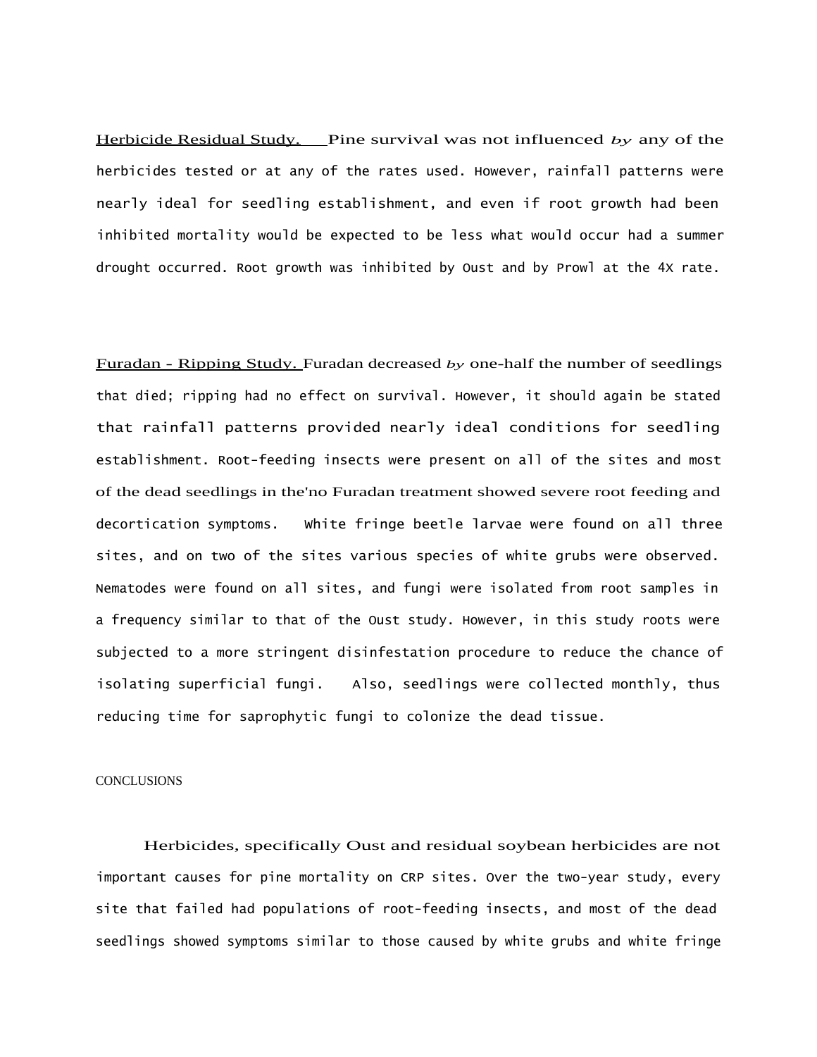Herbicide Residual Study. Pine survival was not influenced *by* any of the herbicides tested or at any of the rates used. However, rainfall patterns were nearly ideal for seedling establishment, and even if root growth had been inhibited mortality would be expected to be less what would occur had a summer drought occurred. Root growth was inhibited by Oust and by Prowl at the 4X rate.

Furadan - Ripping Study. Furadan decreased *by* one-half the number of seedlings that died; ripping had no effect on survival. However, it should again be stated that rainfall patterns provided nearly ideal conditions for seedling establishment. Root-feeding insects were present on all of the sites and most of the dead seedlings in the'no Furadan treatment showed severe root feeding and decortication symptoms. White fringe beetle larvae were found on all three sites, and on two of the sites various species of white grubs were observed. Nematodes were found on all sites, and fungi were isolated from root samples in a frequency similar to that of the Oust study. However, in this study roots were subjected to a more stringent disinfestation procedure to reduce the chance of isolating superficial fungi. Also, seedlings were collected monthly, thus reducing time for saprophytic fungi to colonize the dead tissue.

## CONCLUSIONS

Herbicides, specifically Oust and residual soybean herbicides are not important causes for pine mortality on CRP sites. Over the two-year study, every site that failed had populations of root-feeding insects, and most of the dead seedlings showed symptoms similar to those caused by white grubs and white fringe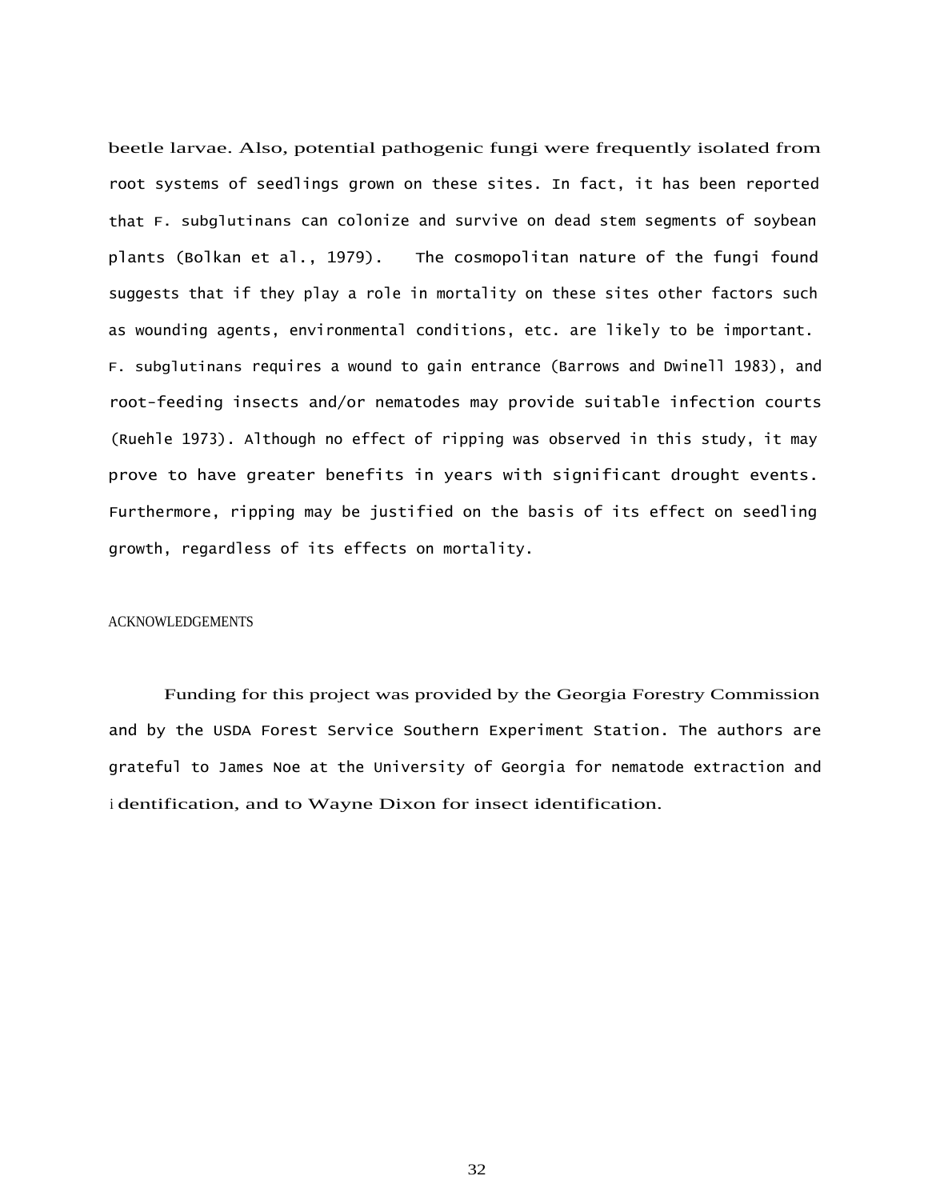beetle larvae. Also, potential pathogenic fungi were frequently isolated from root systems of seedlings grown on these sites. In fact, it has been reported that *F. subglutinans* can colonize and survive on dead stem segments of soybean plants (Bolkan et al., 1979). The cosmopolitan nature of the fungi found suggests that if they play a role in mortality on these sites other factors such as wounding agents, environmental conditions, etc. are likely to be important. *F. subglutinans* requires a wound to gain entrance (Barrows and Dwinell 1983), and root-feeding insects and/or nematodes may provide suitable infection courts (Ruehle 1973). Although no effect of ripping was observed in this study, it may prove to have greater benefits in years with significant drought events. Furthermore, ripping may be justified on the basis of its effect on seedling growth, regardless of its effects on mortality.

## ACKNOWLEDGEMENTS

Funding for this project was provided by the Georgia Forestry Commission and by the USDA Forest Service Southern Experiment Station. The authors are grateful to James Noe at the University of Georgia for nematode extraction and identification, and to Wayne Dixon for insect identification.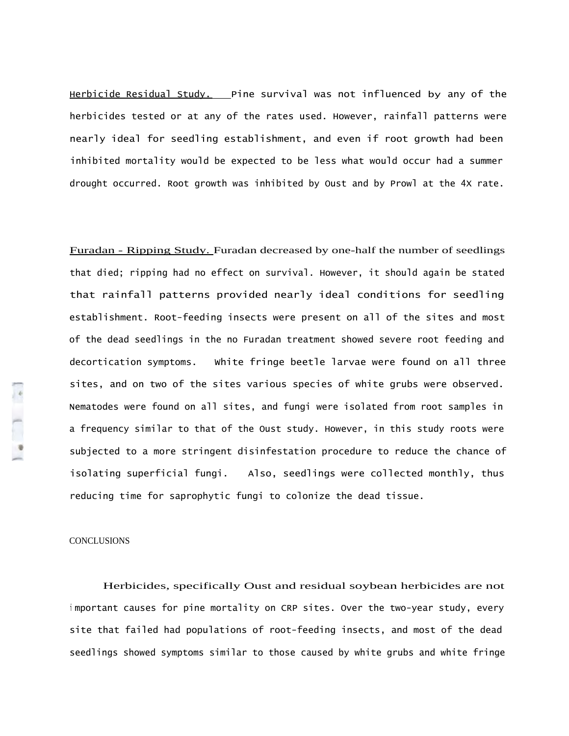Herbicide Residual Study. Pine survival was not influenced by any of the herbicides tested or at any of the rates used. However, rainfall patterns were nearly ideal for seedling establishment, and even if root growth had been inhibited mortality would be expected to be less what would occur had a summer drought occurred. Root growth was inhibited by Oust and by Prowl at the 4X rate.

Furadan - Ripping Study. Furadan decreased by one-half the number of seedlings that died; ripping had no effect on survival. However, it should again be stated that rainfall patterns provided nearly ideal conditions for seedling establishment. Root-feeding insects were present on all of the sites and most of the dead seedlings in the no Furadan treatment showed severe root feeding and decortication symptoms. White fringe beetle larvae were found on all three sites, and on two of the sites various species of white grubs were observed. Nematodes were found on all sites, and fungi were isolated from root samples in a frequency similar to that of the Oust study. However, in this study roots were subjected to a more stringent disinfestation procedure to reduce the chance of isolating superficial fungi. Also, seedlings were collected monthly, thus reducing time for saprophytic fungi to colonize the dead tissue.

## CONCLUSIONS

Herbicides, specifically Oust and residual soybean herbicides are not important causes for pine mortality on CRP sites. Over the two-year study, every site that failed had populations of root-feeding insects, and most of the dead seedlings showed symptoms similar to those caused by white grubs and white fringe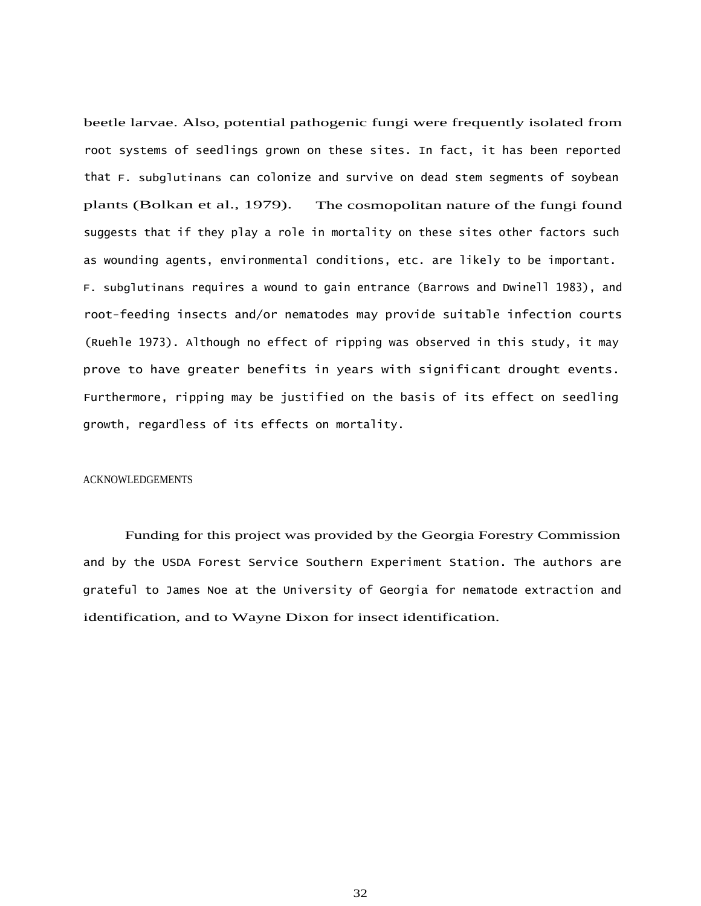beetle larvae. Also, potential pathogenic fungi were frequently isolated from root systems of seedlings grown on these sites. In fact, it has been reported that *F. subglutinans* can colonize and survive on dead stem segments of soybean plants (Bolkan et al., 1979). The cosmopolitan nature of the fungi found suggests that if they play a role in mortality on these sites other factors such as wounding agents, environmental conditions, etc. are likely to be important. *F. subglutinans* requires a wound to gain entrance (Barrows and Dwinell 1983), and root-feeding insects and/or nematodes may provide suitable infection courts (Ruehle 1973). Although no effect of ripping was observed in this study, it may prove to have greater benefits in years with significant drought events. Furthermore, ripping may be justified on the basis of its effect on seedling growth, regardless of its effects on mortality.

## ACKNOWLEDGEMENTS

Funding for this project was provided by the Georgia Forestry Commission and by the USDA Forest Service Southern Experiment Station. The authors are grateful to James Noe at the University of Georgia for nematode extraction and identification, and to Wayne Dixon for insect identification.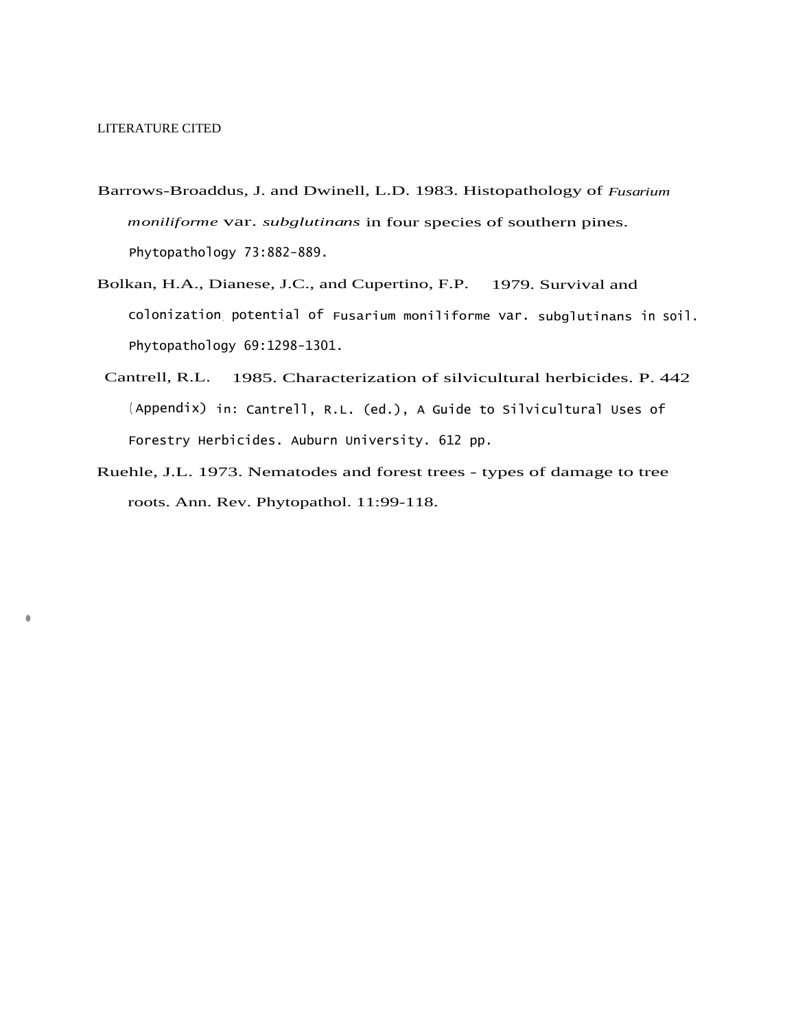LITERATURE CITED

Barrows-Broaddus, J. and Dwinell, L.D. 1983. Histopathology of *Fusarium moniliforme* var. *subglutinans* in four species of southern pines. Phytopathology 73:882-889.

Bolkan, H.A., Dianese, J.C., and Cupertino, F.P. 1979. Survival and colonization potential of *Fusarium moniliforme* var. *subglutinans* in soil. Phytopathology 69:1298-1301.

Cantrell, R.L. 1985. Characterization of silvicultural herbicides. P. 442 (Appendix) in: Cantrell, R.L. (ed.), A Guide to Silvicultural Uses of Forestry Herbicides. Auburn University. 612 pp.

Ruehle, J.L. 1973. Nematodes and forest trees - types of damage to tree roots. Ann. Rev. Phytopathol. 11:99-118.